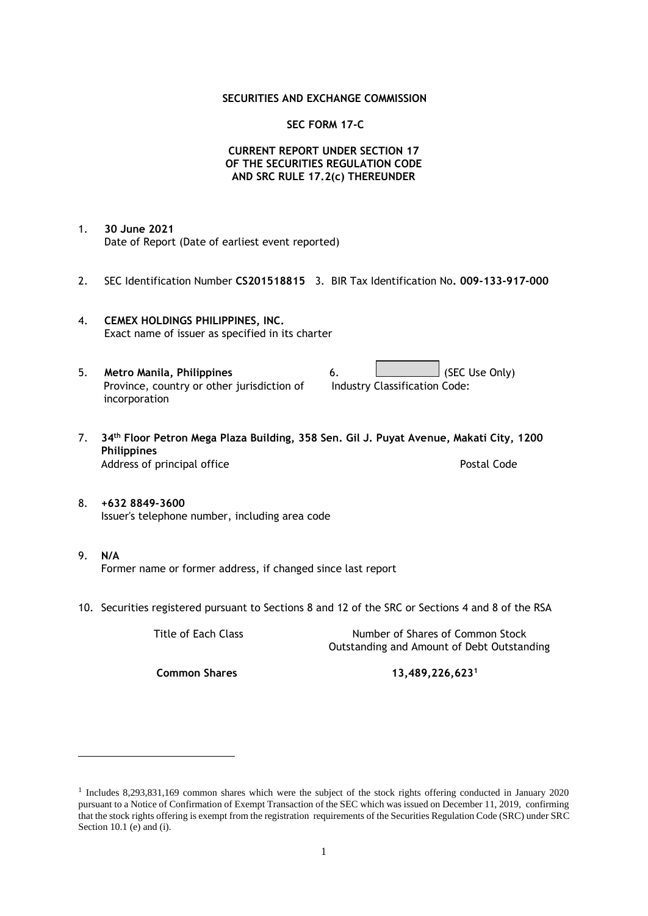**SECURITIES AND EXCHANGE COMMISSION**

**SEC FORM 17-C**

**CURRENT REPORT UNDER SECTION 17
OF THE SECURITIES REGULATION CODE
AND SRC RULE 17.2(c) THEREUNDER**

1. **30 June 2021**
   Date of Report (Date of earliest event reported)

2. SEC Identification Number **CS201518815** 3. BIR Tax Identification No**. 009-133-917-000**

4. **CEMEX HOLDINGS PHILIPPINES, INC.**
   Exact name of issuer as specified in its charter

5. **Metro Manila, Philippines**
   Province, country or other jurisdiction of incorporation

6. (SEC Use Only)
   Industry Classification Code:

7. **34th Floor Petron Mega Plaza Building, 358 Sen. Gil J. Puyat Avenue, Makati City, 1200 Philippines**
   Address of principal office Postal Code

8. **+632 8849-3600**
   Issuer's telephone number, including area code

9. **N/A**
   Former name or former address, if changed since last report

10. Securities registered pursuant to Sections 8 and 12 of the SRC or Sections 4 and 8 of the RSA

| Title of Each Class | Number of Shares of Common Stock Outstanding and Amount of Debt Outstanding |
|---|---|
| **Common Shares** | **13,489,226,623**[1] |

[1] Includes 8,293,831,169 common shares which were the subject of the stock rights offering conducted in January 2020 pursuant to a Notice of Confirmation of Exempt Transaction of the SEC which was issued on December 11, 2019, confirming that the stock rights offering is exempt from the registration requirements of the Securities Regulation Code (SRC) under SRC Section 10.1 (e) and (i).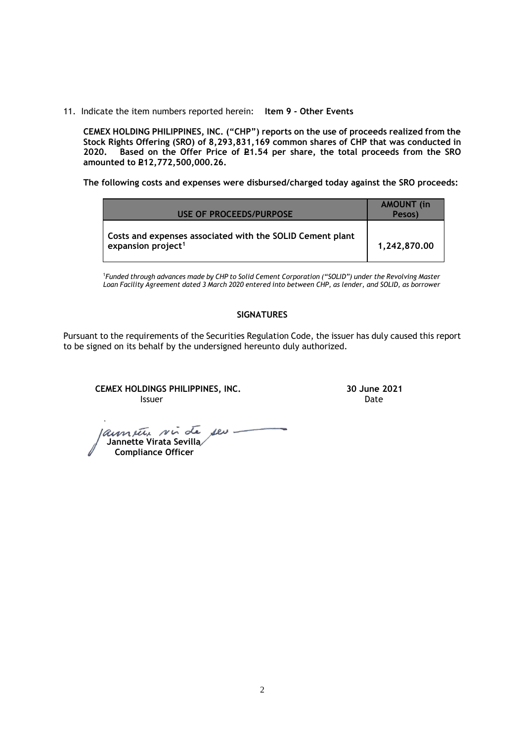11. Indicate the item numbers reported herein: **Item 9 - Other Events**

**CEMEX HOLDING PHILIPPINES, INC. ("CHP") reports on the use of proceeds realized from the Stock Rights Offering (SRO) of 8,293,831,169 common shares of CHP that was conducted in 2020. Based on the Offer Price of ₱1.54 per share, the total proceeds from the SRO amounted to ₱12,772,500,000.26.**

**The following costs and expenses were disbursed/charged today against the SRO proceeds:**

| USE OF PROCEEDS/PURPOSE | AMOUNT (in Pesos) |
|---|---|
| **Costs and expenses associated with the SOLID Cement plant expansion project[1]** | **1,242,870.00** |

[1]*Funded through advances made by CHP to Solid Cement Corporation ("SOLID") under the Revolving Master Loan Facility Agreement dated 3 March 2020 entered into between CHP, as lender, and SOLID, as borrower*

**SIGNATURES**

Pursuant to the requirements of the Securities Regulation Code, the issuer has duly caused this report to be signed on its behalf by the undersigned hereunto duly authorized.

**CEMEX HOLDINGS PHILIPPINES, INC.**
Issuer

**30 June 2021**
Date

**Jannette Virata Sevilla**
**Compliance Officer**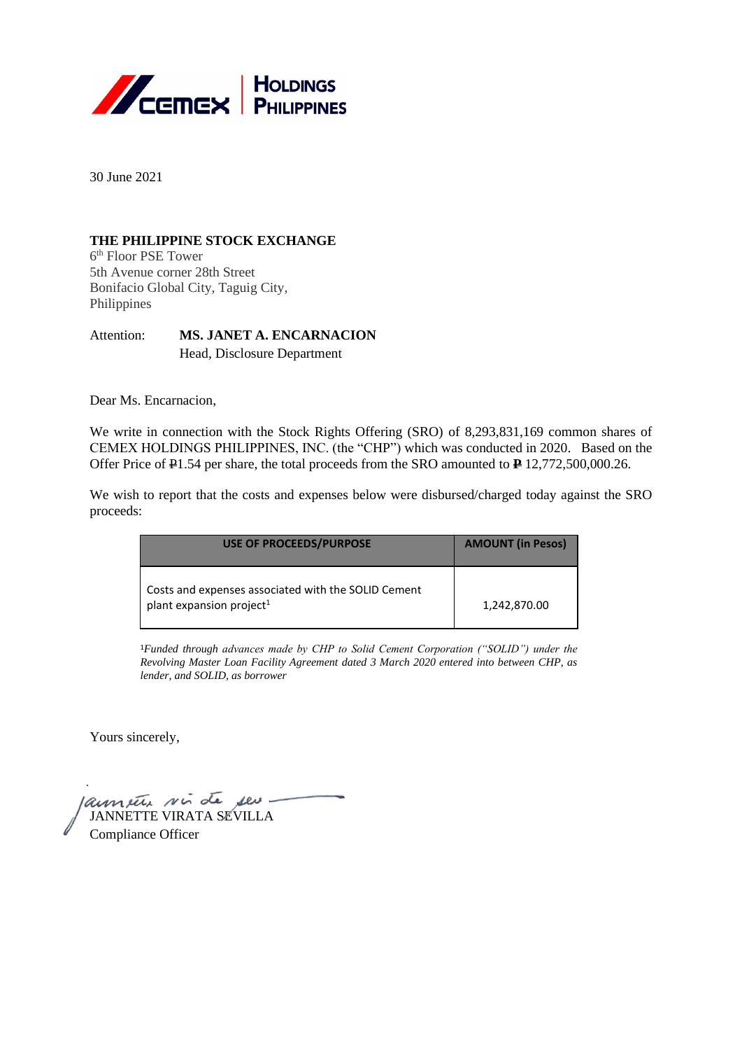30 June 2021

**THE PHILIPPINE STOCK EXCHANGE**
6th Floor PSE Tower
5th Avenue corner 28th Street
Bonifacio Global City, Taguig City,
Philippines

Attention: **MS. JANET A. ENCARNACION**
Head, Disclosure Department

Dear Ms. Encarnacion,

We write in connection with the Stock Rights Offering (SRO) of 8,293,831,169 common shares of CEMEX HOLDINGS PHILIPPINES, INC. (the "CHP") which was conducted in 2020. Based on the Offer Price of ₱1.54 per share, the total proceeds from the SRO amounted to ₱ 12,772,500,000.26.

We wish to report that the costs and expenses below were disbursed/charged today against the SRO proceeds:

| USE OF PROCEEDS/PURPOSE | AMOUNT (in Pesos) |
|---|---|
| Costs and expenses associated with the SOLID Cement plant expansion project[1] | 1,242,870.00 |

[1]*Funded through advances made by CHP to Solid Cement Corporation ("SOLID") under the Revolving Master Loan Facility Agreement dated 3 March 2020 entered into between CHP, as lender, and SOLID, as borrower*

Yours sincerely,

JANNETTE VIRATA SEVILLA
Compliance Officer